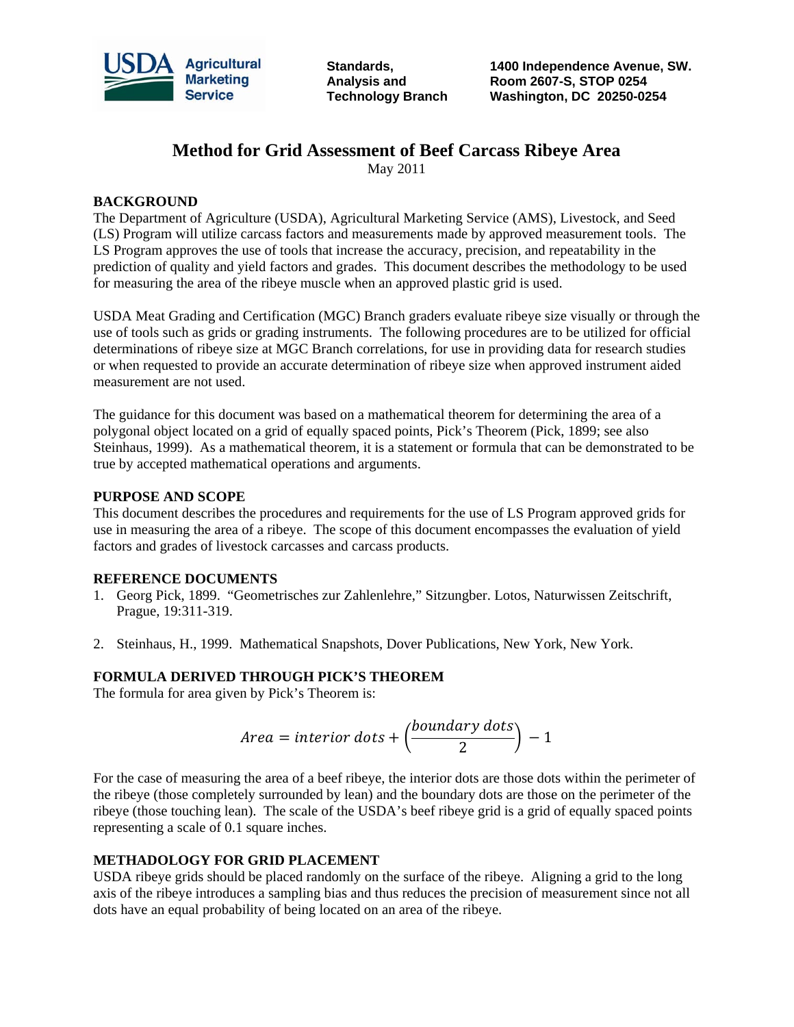USDA Agricultural Marketing Service

**Standards, Analysis and Technology Branch**

**1400 Independence Avenue, SW.**
**Room 2607-S, STOP 0254**
**Washington, DC 20250-0254**

# Method for Grid Assessment of Beef Carcass Ribeye Area

May 2011

## BACKGROUND

The Department of Agriculture (USDA), Agricultural Marketing Service (AMS), Livestock, and Seed (LS) Program will utilize carcass factors and measurements made by approved measurement tools. The LS Program approves the use of tools that increase the accuracy, precision, and repeatability in the prediction of quality and yield factors and grades. This document describes the methodology to be used for measuring the area of the ribeye muscle when an approved plastic grid is used.

USDA Meat Grading and Certification (MGC) Branch graders evaluate ribeye size visually or through the use of tools such as grids or grading instruments. The following procedures are to be utilized for official determinations of ribeye size at MGC Branch correlations, for use in providing data for research studies or when requested to provide an accurate determination of ribeye size when approved instrument aided measurement are not used.

The guidance for this document was based on a mathematical theorem for determining the area of a polygonal object located on a grid of equally spaced points, Pick's Theorem (Pick, 1899; see also Steinhaus, 1999). As a mathematical theorem, it is a statement or formula that can be demonstrated to be true by accepted mathematical operations and arguments.

## PURPOSE AND SCOPE

This document describes the procedures and requirements for the use of LS Program approved grids for use in measuring the area of a ribeye. The scope of this document encompasses the evaluation of yield factors and grades of livestock carcasses and carcass products.

## REFERENCE DOCUMENTS

1. Georg Pick, 1899. "Geometrisches zur Zahlenlehre," Sitzungber. Lotos, Naturwissen Zeitschrift, Prague, 19:311-319.

2. Steinhaus, H., 1999. Mathematical Snapshots, Dover Publications, New York, New York.

## FORMULA DERIVED THROUGH PICK'S THEOREM

The formula for area given by Pick's Theorem is:

$$Area = interior\ dots + \left(\frac{boundary\ dots}{2}\right) - 1$$

For the case of measuring the area of a beef ribeye, the interior dots are those dots within the perimeter of the ribeye (those completely surrounded by lean) and the boundary dots are those on the perimeter of the ribeye (those touching lean). The scale of the USDA's beef ribeye grid is a grid of equally spaced points representing a scale of 0.1 square inches.

## METHODOLOGY FOR GRID PLACEMENT

USDA ribeye grids should be placed randomly on the surface of the ribeye. Aligning a grid to the long axis of the ribeye introduces a sampling bias and thus reduces the precision of measurement since not all dots have an equal probability of being located on an area of the ribeye.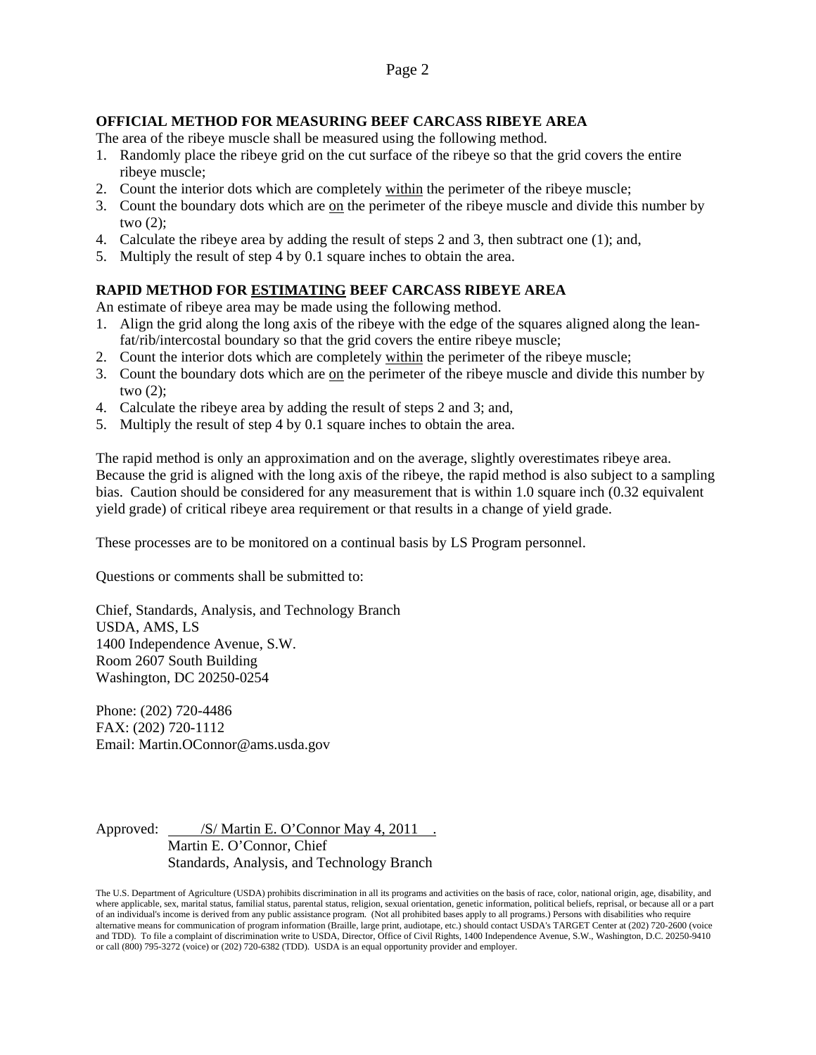## OFFICIAL METHOD FOR MEASURING BEEF CARCASS RIBEYE AREA

The area of the ribeye muscle shall be measured using the following method.

1. Randomly place the ribeye grid on the cut surface of the ribeye so that the grid covers the entire ribeye muscle;
2. Count the interior dots which are completely <u>within</u> the perimeter of the ribeye muscle;
3. Count the boundary dots which are <u>on</u> the perimeter of the ribeye muscle and divide this number by two (2);
4. Calculate the ribeye area by adding the result of steps 2 and 3, then subtract one (1); and,
5. Multiply the result of step 4 by 0.1 square inches to obtain the area.

## RAPID METHOD FOR <u>ESTIMATING</u> BEEF CARCASS RIBEYE AREA

An estimate of ribeye area may be made using the following method.

1. Align the grid along the long axis of the ribeye with the edge of the squares aligned along the lean-fat/rib/intercostal boundary so that the grid covers the entire ribeye muscle;
2. Count the interior dots which are completely <u>within</u> the perimeter of the ribeye muscle;
3. Count the boundary dots which are <u>on</u> the perimeter of the ribeye muscle and divide this number by two (2);
4. Calculate the ribeye area by adding the result of steps 2 and 3; and,
5. Multiply the result of step 4 by 0.1 square inches to obtain the area.

The rapid method is only an approximation and on the average, slightly overestimates ribeye area. Because the grid is aligned with the long axis of the ribeye, the rapid method is also subject to a sampling bias. Caution should be considered for any measurement that is within 1.0 square inch (0.32 equivalent yield grade) of critical ribeye area requirement or that results in a change of yield grade.

These processes are to be monitored on a continual basis by LS Program personnel.

Questions or comments shall be submitted to:

Chief, Standards, Analysis, and Technology Branch
USDA, AMS, LS
1400 Independence Avenue, S.W.
Room 2607 South Building
Washington, DC 20250-0254

Phone: (202) 720-4486
FAX: (202) 720-1112
Email: Martin.OConnor@ams.usda.gov

Approved: /S/ Martin E. O'Connor May 4, 2011 .
Martin E. O'Connor, Chief
Standards, Analysis, and Technology Branch

The U.S. Department of Agriculture (USDA) prohibits discrimination in all its programs and activities on the basis of race, color, national origin, age, disability, and where applicable, sex, marital status, familial status, parental status, religion, sexual orientation, genetic information, political beliefs, reprisal, or because all or a part of an individual's income is derived from any public assistance program. (Not all prohibited bases apply to all programs.) Persons with disabilities who require alternative means for communication of program information (Braille, large print, audiotape, etc.) should contact USDA's TARGET Center at (202) 720-2600 (voice and TDD). To file a complaint of discrimination write to USDA, Director, Office of Civil Rights, 1400 Independence Avenue, S.W., Washington, D.C. 20250-9410 or call (800) 795-3272 (voice) or (202) 720-6382 (TDD). USDA is an equal opportunity provider and employer.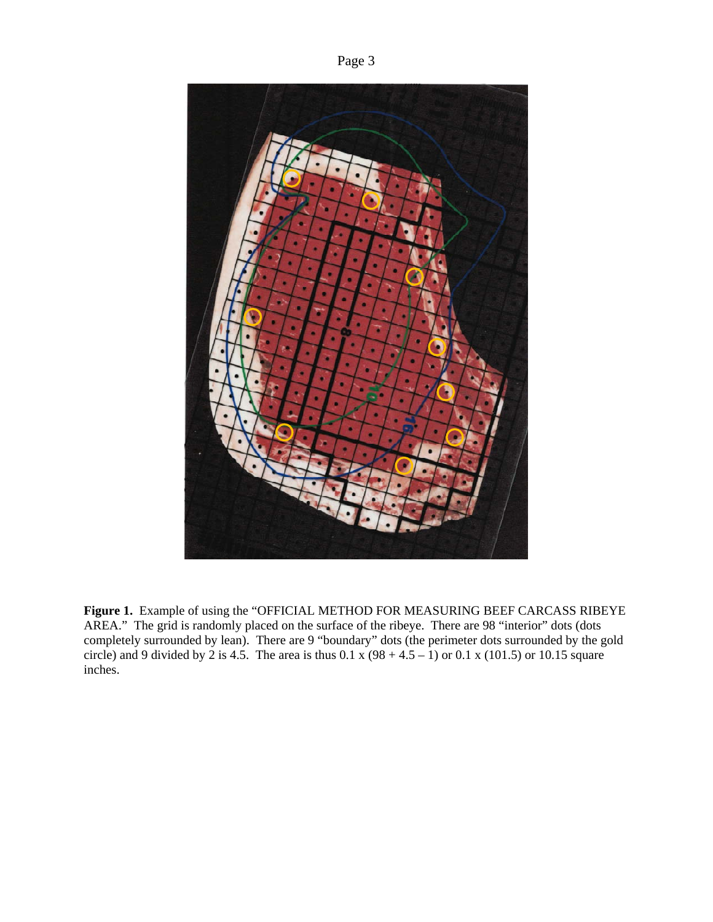**Figure 1.** Example of using the "OFFICIAL METHOD FOR MEASURING BEEF CARCASS RIBEYE AREA." The grid is randomly placed on the surface of the ribeye. There are 98 "interior" dots (dots completely surrounded by lean). There are 9 "boundary" dots (the perimeter dots surrounded by the gold circle) and 9 divided by 2 is 4.5. The area is thus 0.1 x (98 + 4.5 – 1) or 0.1 x (101.5) or 10.15 square inches.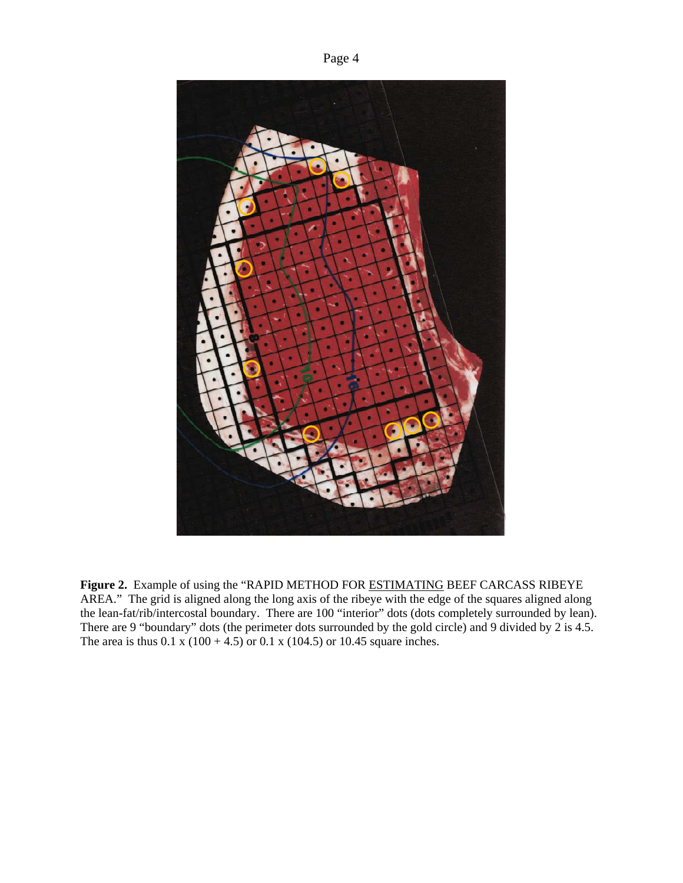**Figure 2.** Example of using the "RAPID METHOD FOR ESTIMATING BEEF CARCASS RIBEYE AREA." The grid is aligned along the long axis of the ribeye with the edge of the squares aligned along the lean-fat/rib/intercostal boundary. There are 100 "interior" dots (dots completely surrounded by lean). There are 9 "boundary" dots (the perimeter dots surrounded by the gold circle) and 9 divided by 2 is 4.5. The area is thus 0.1 x (100 + 4.5) or 0.1 x (104.5) or 10.45 square inches.